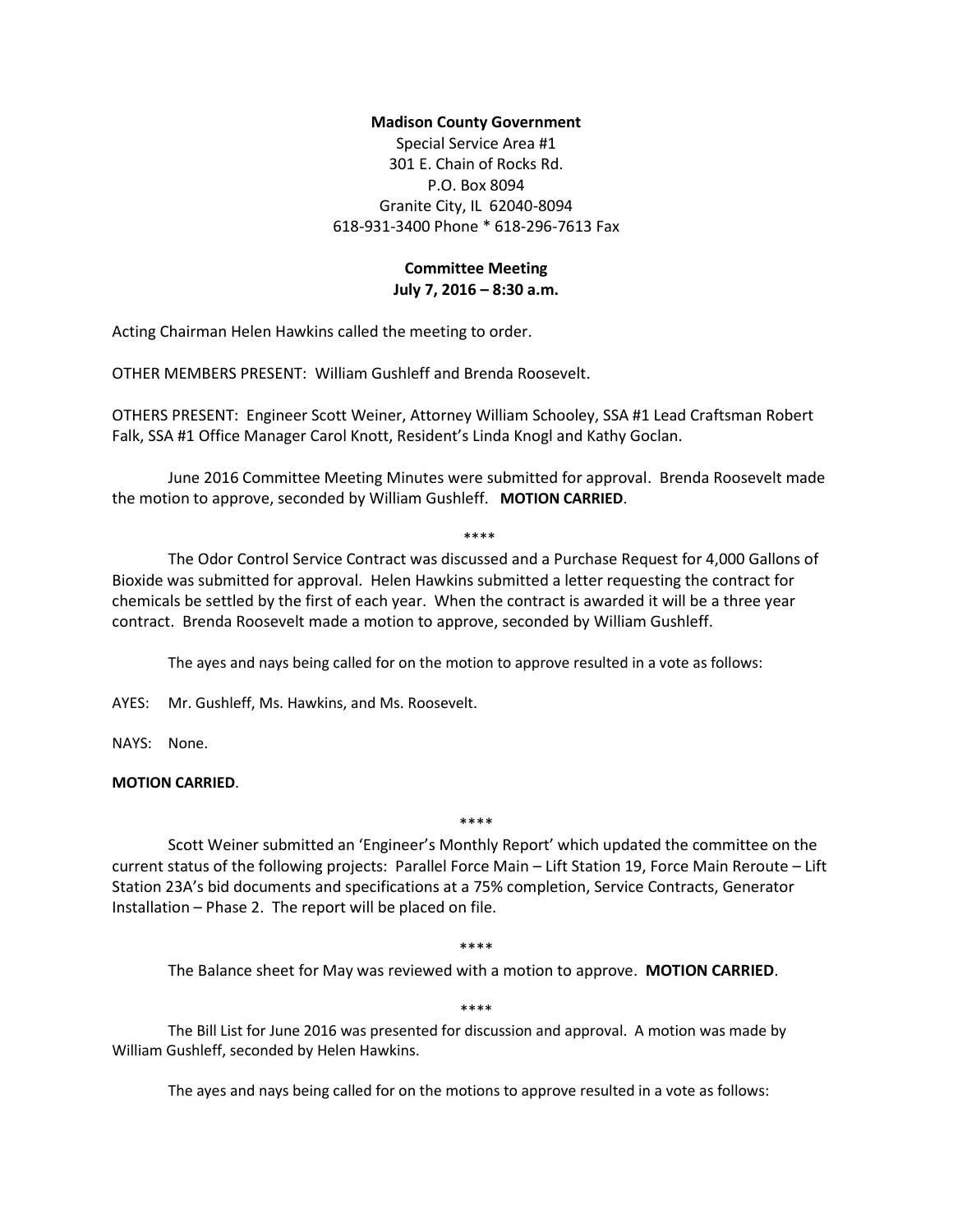**Madison County Government**

Special Service Area #1
301 E. Chain of Rocks Rd.
P.O. Box 8094
Granite City, IL 62040-8094
618-931-3400 Phone * 618-296-7613 Fax

**Committee Meeting**
**July 7, 2016 – 8:30 a.m.**

Acting Chairman Helen Hawkins called the meeting to order.

OTHER MEMBERS PRESENT: William Gushleff and Brenda Roosevelt.

OTHERS PRESENT: Engineer Scott Weiner, Attorney William Schooley, SSA #1 Lead Craftsman Robert Falk, SSA #1 Office Manager Carol Knott, Resident's Linda Knogl and Kathy Goclan.

June 2016 Committee Meeting Minutes were submitted for approval. Brenda Roosevelt made the motion to approve, seconded by William Gushleff. **MOTION CARRIED**.

****

The Odor Control Service Contract was discussed and a Purchase Request for 4,000 Gallons of Bioxide was submitted for approval. Helen Hawkins submitted a letter requesting the contract for chemicals be settled by the first of each year. When the contract is awarded it will be a three year contract. Brenda Roosevelt made a motion to approve, seconded by William Gushleff.

The ayes and nays being called for on the motion to approve resulted in a vote as follows:

AYES: Mr. Gushleff, Ms. Hawkins, and Ms. Roosevelt.

NAYS: None.

**MOTION CARRIED**.

****

Scott Weiner submitted an 'Engineer's Monthly Report' which updated the committee on the current status of the following projects: Parallel Force Main – Lift Station 19, Force Main Reroute – Lift Station 23A's bid documents and specifications at a 75% completion, Service Contracts, Generator Installation – Phase 2. The report will be placed on file.

****

The Balance sheet for May was reviewed with a motion to approve. **MOTION CARRIED**.

****

The Bill List for June 2016 was presented for discussion and approval. A motion was made by William Gushleff, seconded by Helen Hawkins.

The ayes and nays being called for on the motions to approve resulted in a vote as follows: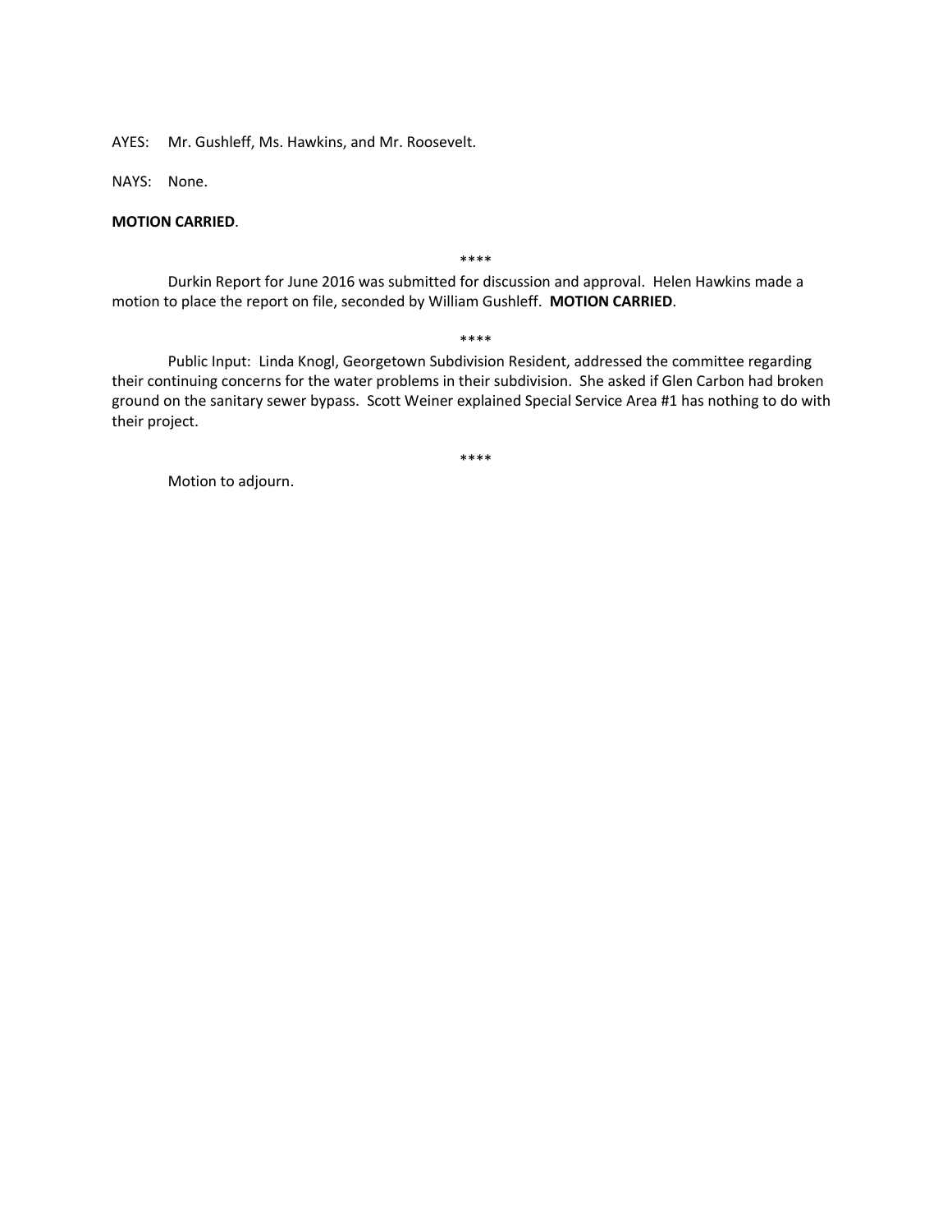AYES: Mr. Gushleff, Ms. Hawkins, and Mr. Roosevelt.

NAYS: None.

**MOTION CARRIED**.

****

Durkin Report for June 2016 was submitted for discussion and approval. Helen Hawkins made a motion to place the report on file, seconded by William Gushleff. **MOTION CARRIED**.

****

Public Input: Linda Knogl, Georgetown Subdivision Resident, addressed the committee regarding their continuing concerns for the water problems in their subdivision. She asked if Glen Carbon had broken ground on the sanitary sewer bypass. Scott Weiner explained Special Service Area #1 has nothing to do with their project.

****

Motion to adjourn.